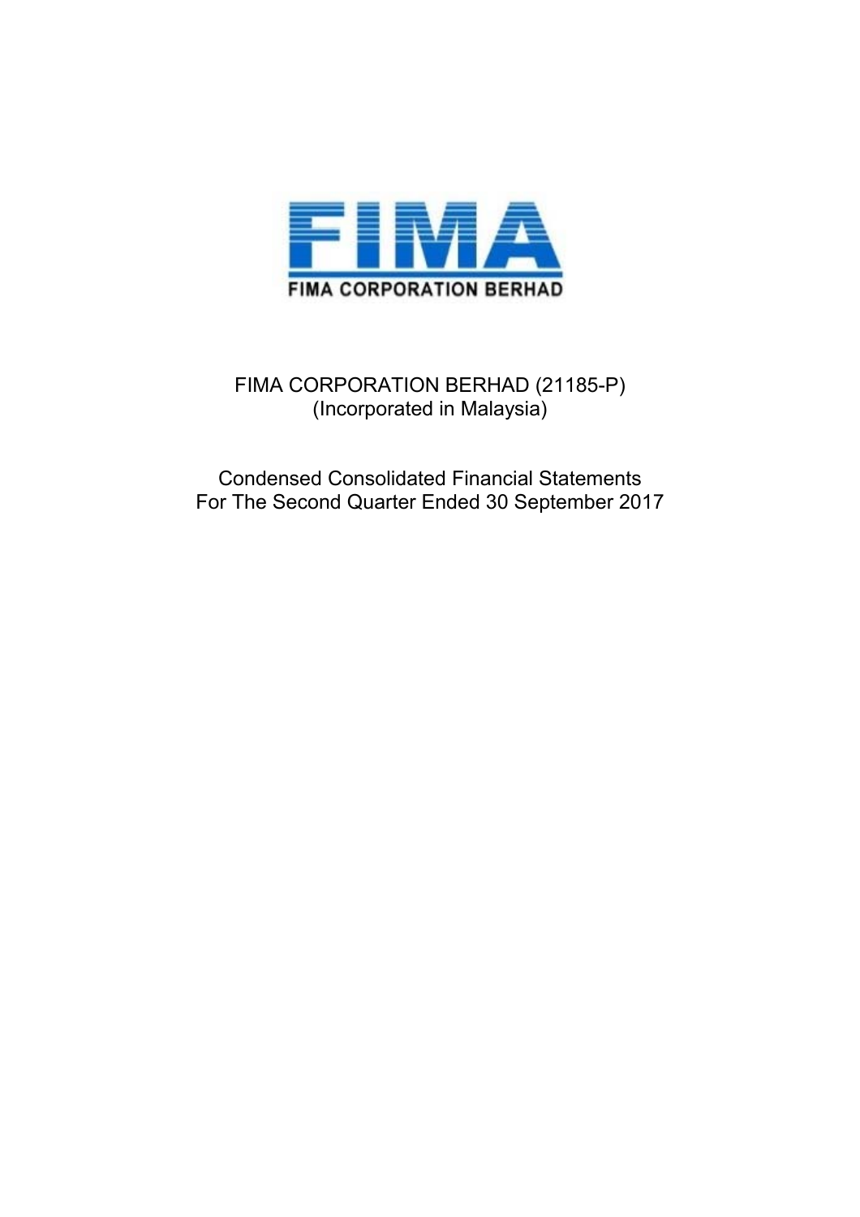FIMA CORPORATION BERHAD

FIMA CORPORATION BERHAD (21185-P)
(Incorporated in Malaysia)

Condensed Consolidated Financial Statements
For The Second Quarter Ended 30 September 2017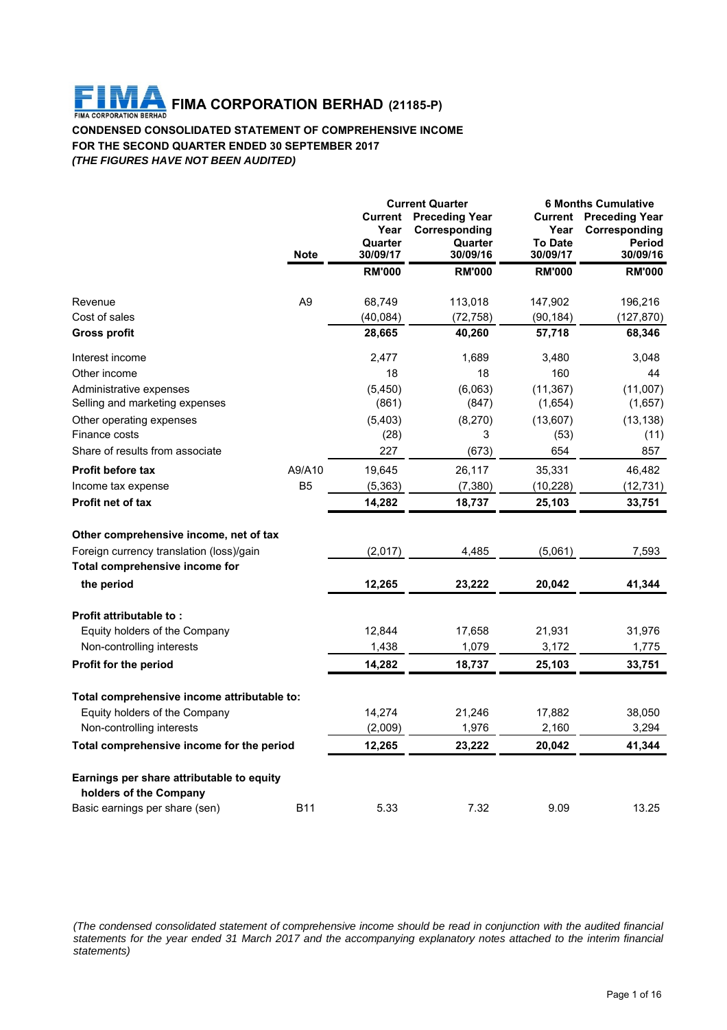# FIMA CORPORATION BERHAD (21185-P)

**CONDENSED CONSOLIDATED STATEMENT OF COMPREHENSIVE INCOME**
**FOR THE SECOND QUARTER ENDED 30 SEPTEMBER 2017**
***(THE FIGURES HAVE NOT BEEN AUDITED)***

| | Note | Current Quarter | | 6 Months Cumulative | |
|---|---|---|---|---|---|
| | | Current Year Quarter 30/09/17 | Preceding Year Corresponding Quarter 30/09/16 | Current Year To Date 30/09/17 | Preceding Year Corresponding Period 30/09/16 |
| | | **RM'000** | **RM'000** | **RM'000** | **RM'000** |
| Revenue | A9 | 68,749 | 113,018 | 147,902 | 196,216 |
| Cost of sales | | (40,084) | (72,758) | (90,184) | (127,870) |
| **Gross profit** | | **28,665** | **40,260** | **57,718** | **68,346** |
| Interest income | | 2,477 | 1,689 | 3,480 | 3,048 |
| Other income | | 18 | 18 | 160 | 44 |
| Administrative expenses | | (5,450) | (6,063) | (11,367) | (11,007) |
| Selling and marketing expenses | | (861) | (847) | (1,654) | (1,657) |
| Other operating expenses | | (5,403) | (8,270) | (13,607) | (13,138) |
| Finance costs | | (28) | 3 | (53) | (11) |
| Share of results from associate | | 227 | (673) | 654 | 857 |
| **Profit before tax** | A9/A10 | 19,645 | 26,117 | 35,331 | 46,482 |
| Income tax expense | B5 | (5,363) | (7,380) | (10,228) | (12,731) |
| **Profit net of tax** | | **14,282** | **18,737** | **25,103** | **33,751** |
| **Other comprehensive income, net of tax** | | | | | |
| Foreign currency translation (loss)/gain | | (2,017) | 4,485 | (5,061) | 7,593 |
| **Total comprehensive income for the period** | | **12,265** | **23,222** | **20,042** | **41,344** |
| **Profit attributable to :** | | | | | |
| Equity holders of the Company | | 12,844 | 17,658 | 21,931 | 31,976 |
| Non-controlling interests | | 1,438 | 1,079 | 3,172 | 1,775 |
| **Profit for the period** | | **14,282** | **18,737** | **25,103** | **33,751** |
| **Total comprehensive income attributable to:** | | | | | |
| Equity holders of the Company | | 14,274 | 21,246 | 17,882 | 38,050 |
| Non-controlling interests | | (2,009) | 1,976 | 2,160 | 3,294 |
| **Total comprehensive income for the period** | | **12,265** | **23,222** | **20,042** | **41,344** |
| **Earnings per share attributable to equity holders of the Company** | | | | | |
| Basic earnings per share (sen) | B11 | 5.33 | 7.32 | 9.09 | 13.25 |

*(The condensed consolidated statement of comprehensive income should be read in conjunction with the audited financial statements for the year ended 31 March 2017 and the accompanying explanatory notes attached to the interim financial statements)*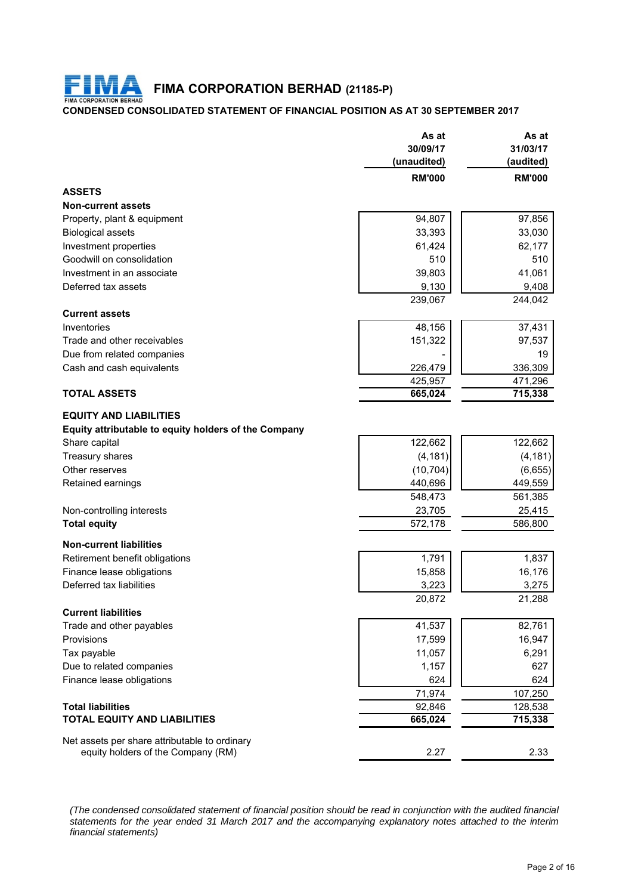# FIMA CORPORATION BERHAD (21185-P)

## CONDENSED CONSOLIDATED STATEMENT OF FINANCIAL POSITION AS AT 30 SEPTEMBER 2017

| | As at 30/09/17 (unaudited) | As at 31/03/17 (audited) |
|---|---|---|
| | **RM'000** | **RM'000** |
| **ASSETS** | | |
| **Non-current assets** | | |
| Property, plant & equipment | 94,807 | 97,856 |
| Biological assets | 33,393 | 33,030 |
| Investment properties | 61,424 | 62,177 |
| Goodwill on consolidation | 510 | 510 |
| Investment in an associate | 39,803 | 41,061 |
| Deferred tax assets | 9,130 | 9,408 |
| | 239,067 | 244,042 |
| **Current assets** | | |
| Inventories | 48,156 | 37,431 |
| Trade and other receivables | 151,322 | 97,537 |
| Due from related companies | - | 19 |
| Cash and cash equivalents | 226,479 | 336,309 |
| | 425,957 | 471,296 |
| **TOTAL ASSETS** | **665,024** | **715,338** |
| **EQUITY AND LIABILITIES** | | |
| **Equity attributable to equity holders of the Company** | | |
| Share capital | 122,662 | 122,662 |
| Treasury shares | (4,181) | (4,181) |
| Other reserves | (10,704) | (6,655) |
| Retained earnings | 440,696 | 449,559 |
| | 548,473 | 561,385 |
| Non-controlling interests | 23,705 | 25,415 |
| **Total equity** | 572,178 | 586,800 |
| **Non-current liabilities** | | |
| Retirement benefit obligations | 1,791 | 1,837 |
| Finance lease obligations | 15,858 | 16,176 |
| Deferred tax liabilities | 3,223 | 3,275 |
| | 20,872 | 21,288 |
| **Current liabilities** | | |
| Trade and other payables | 41,537 | 82,761 |
| Provisions | 17,599 | 16,947 |
| Tax payable | 11,057 | 6,291 |
| Due to related companies | 1,157 | 627 |
| Finance lease obligations | 624 | 624 |
| | 71,974 | 107,250 |
| **Total liabilities** | 92,846 | 128,538 |
| **TOTAL EQUITY AND LIABILITIES** | **665,024** | **715,338** |
| Net assets per share attributable to ordinary equity holders of the Company (RM) | 2.27 | 2.33 |

*(The condensed consolidated statement of financial position should be read in conjunction with the audited financial statements for the year ended 31 March 2017 and the accompanying explanatory notes attached to the interim financial statements)*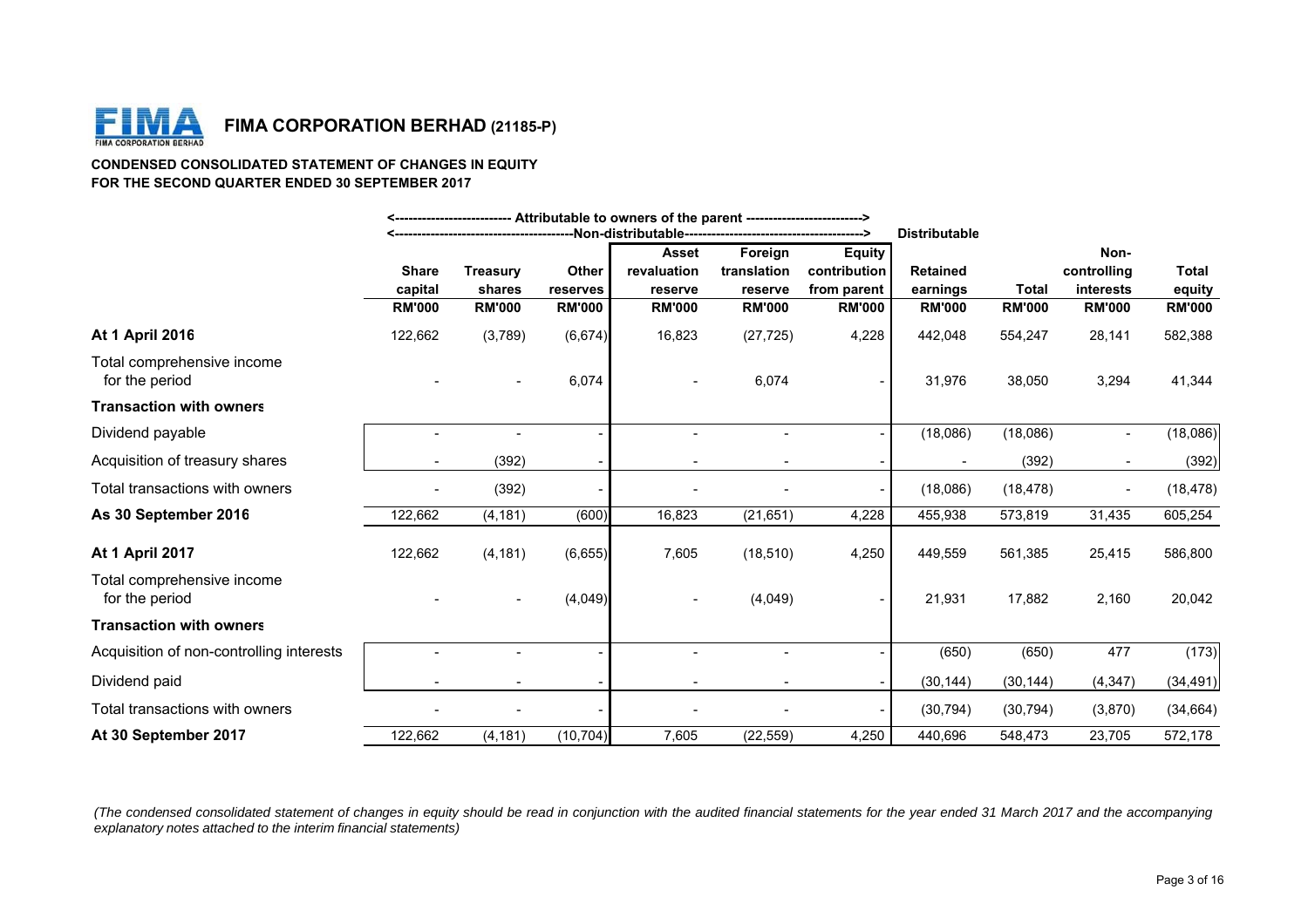# FIMA CORPORATION BERHAD (21185-P)

**CONDENSED CONSOLIDATED STATEMENT OF CHANGES IN EQUITY**
**FOR THE SECOND QUARTER ENDED 30 SEPTEMBER 2017**

| | <---- Attributable to owners of the parent ---- | | | | | | | | | |
|---|---|---|---|---|---|---|---|---|---|---|
| | <---- Non-distributable ----> | | | | | | Distributable | | | |
| | Share capital | Treasury shares | Other reserves | Asset revaluation reserve | Foreign translation reserve | Equity contribution from parent | Retained earnings | Total | Non-controlling interests | Total equity |
| | RM'000 | RM'000 | RM'000 | RM'000 | RM'000 | RM'000 | RM'000 | RM'000 | RM'000 | RM'000 |
| **At 1 April 2016** | 122,662 | (3,789) | (6,674) | 16,823 | (27,725) | 4,228 | 442,048 | 554,247 | 28,141 | 582,388 |
| Total comprehensive income for the period | - | - | 6,074 | - | 6,074 | - | 31,976 | 38,050 | 3,294 | 41,344 |
| **Transaction with owners** | | | | | | | | | | |
| Dividend payable | - | - | - | - | - | - | (18,086) | (18,086) | - | (18,086) |
| Acquisition of treasury shares | - | (392) | - | - | - | - | - | (392) | - | (392) |
| Total transactions with owners | - | (392) | - | - | - | - | (18,086) | (18,478) | - | (18,478) |
| **As 30 September 2016** | 122,662 | (4,181) | (600) | 16,823 | (21,651) | 4,228 | 455,938 | 573,819 | 31,435 | 605,254 |
| **At 1 April 2017** | 122,662 | (4,181) | (6,655) | 7,605 | (18,510) | 4,250 | 449,559 | 561,385 | 25,415 | 586,800 |
| Total comprehensive income for the period | - | - | (4,049) | - | (4,049) | - | 21,931 | 17,882 | 2,160 | 20,042 |
| **Transaction with owners** | | | | | | | | | | |
| Acquisition of non-controlling interests | - | - | - | - | - | - | (650) | (650) | 477 | (173) |
| Dividend paid | - | - | - | - | - | - | (30,144) | (30,144) | (4,347) | (34,491) |
| Total transactions with owners | - | - | - | - | - | - | (30,794) | (30,794) | (3,870) | (34,664) |
| **At 30 September 2017** | 122,662 | (4,181) | (10,704) | 7,605 | (22,559) | 4,250 | 440,696 | 548,473 | 23,705 | 572,178 |

*(The condensed consolidated statement of changes in equity should be read in conjunction with the audited financial statements for the year ended 31 March 2017 and the accompanying explanatory notes attached to the interim financial statements)*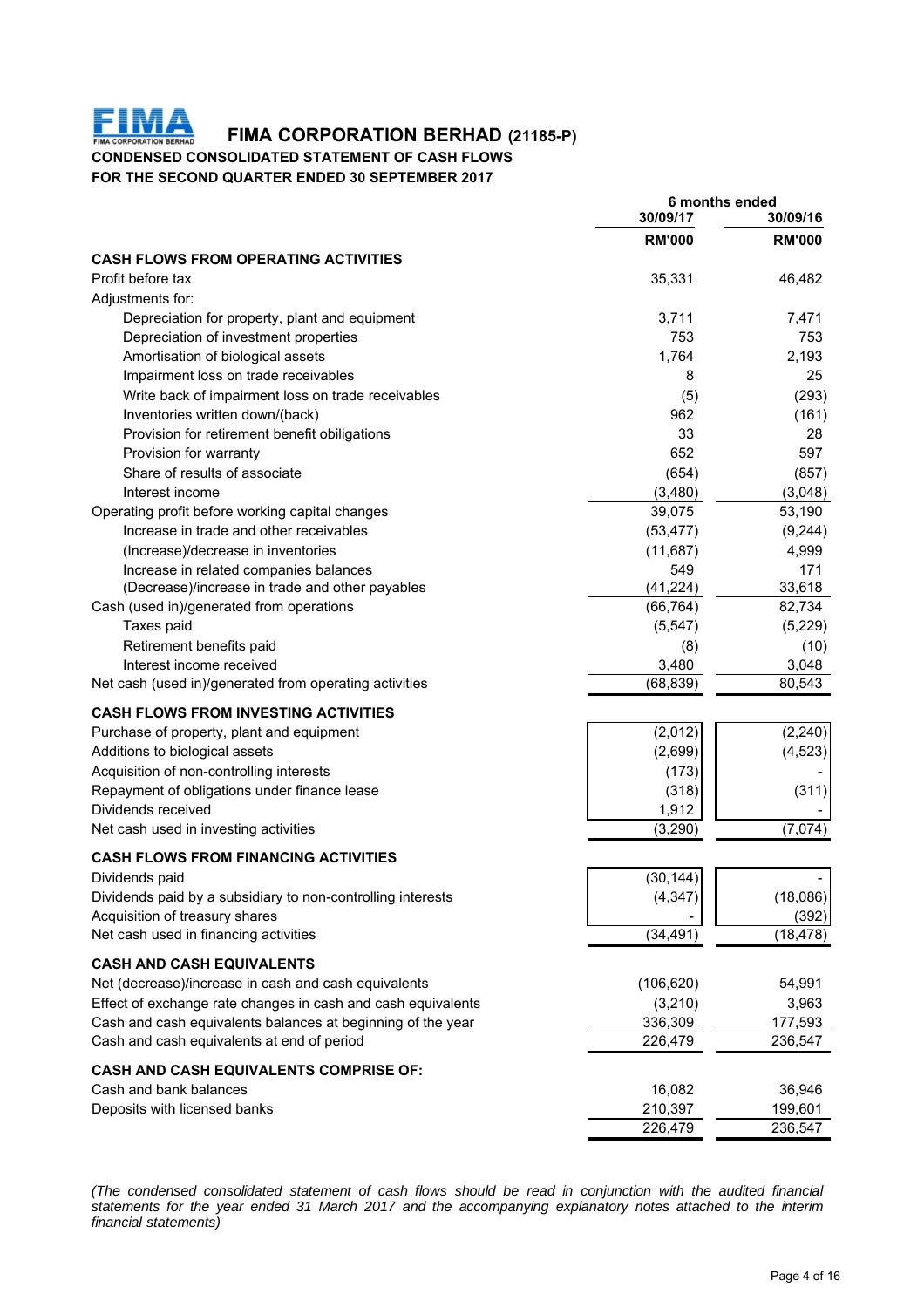# FIMA CORPORATION BERHAD (21185-P)

## CONDENSED CONSOLIDATED STATEMENT OF CASH FLOWS
## FOR THE SECOND QUARTER ENDED 30 SEPTEMBER 2017

| | 6 months ended 30/09/17 | 30/09/16 |
|---|---|---|
| | **RM'000** | **RM'000** |
| **CASH FLOWS FROM OPERATING ACTIVITIES** | | |
| Profit before tax | 35,331 | 46,482 |
| Adjustments for: | | |
| Depreciation for property, plant and equipment | 3,711 | 7,471 |
| Depreciation of investment properties | 753 | 753 |
| Amortisation of biological assets | 1,764 | 2,193 |
| Impairment loss on trade receivables | 8 | 25 |
| Write back of impairment loss on trade receivables | (5) | (293) |
| Inventories written down/(back) | 962 | (161) |
| Provision for retirement benefit obiligations | 33 | 28 |
| Provision for warranty | 652 | 597 |
| Share of results of associate | (654) | (857) |
| Interest income | (3,480) | (3,048) |
| Operating profit before working capital changes | 39,075 | 53,190 |
| Increase in trade and other receivables | (53,477) | (9,244) |
| (Increase)/decrease in inventories | (11,687) | 4,999 |
| Increase in related companies balances | 549 | 171 |
| (Decrease)/increase in trade and other payables | (41,224) | 33,618 |
| Cash (used in)/generated from operations | (66,764) | 82,734 |
| Taxes paid | (5,547) | (5,229) |
| Retirement benefits paid | (8) | (10) |
| Interest income received | 3,480 | 3,048 |
| Net cash (used in)/generated from operating activities | (68,839) | 80,543 |
| **CASH FLOWS FROM INVESTING ACTIVITIES** | | |
| Purchase of property, plant and equipment | (2,012) | (2,240) |
| Additions to biological assets | (2,699) | (4,523) |
| Acquisition of non-controlling interests | (173) | - |
| Repayment of obligations under finance lease | (318) | (311) |
| Dividends received | 1,912 | - |
| Net cash used in investing activities | (3,290) | (7,074) |
| **CASH FLOWS FROM FINANCING ACTIVITIES** | | |
| Dividends paid | (30,144) | - |
| Dividends paid by a subsidiary to non-controlling interests | (4,347) | (18,086) |
| Acquisition of treasury shares | - | (392) |
| Net cash used in financing activities | (34,491) | (18,478) |
| **CASH AND CASH EQUIVALENTS** | | |
| Net (decrease)/increase in cash and cash equivalents | (106,620) | 54,991 |
| Effect of exchange rate changes in cash and cash equivalents | (3,210) | 3,963 |
| Cash and cash equivalents balances at beginning of the year | 336,309 | 177,593 |
| Cash and cash equivalents at end of period | 226,479 | 236,547 |
| **CASH AND CASH EQUIVALENTS COMPRISE OF:** | | |
| Cash and bank balances | 16,082 | 36,946 |
| Deposits with licensed banks | 210,397 | 199,601 |
| | 226,479 | 236,547 |

*(The condensed consolidated statement of cash flows should be read in conjunction with the audited financial statements for the year ended 31 March 2017 and the accompanying explanatory notes attached to the interim financial statements)*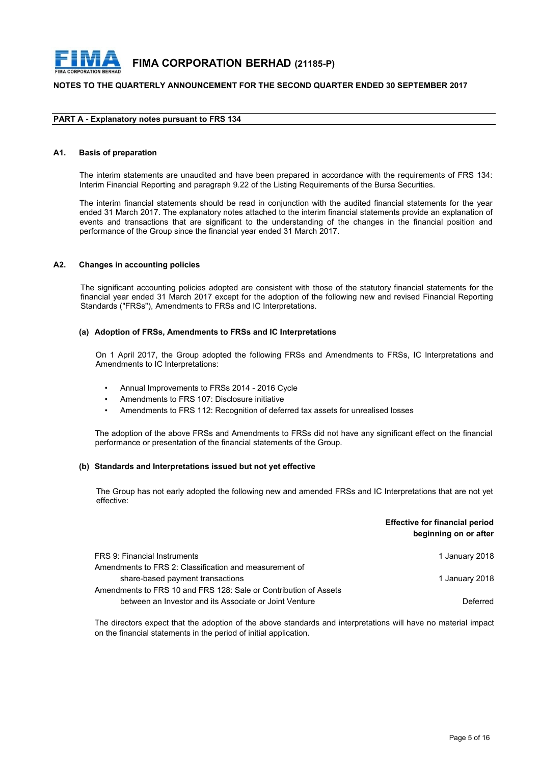# FIMA CORPORATION BERHAD (21185-P)

**NOTES TO THE QUARTERLY ANNOUNCEMENT FOR THE SECOND QUARTER ENDED 30 SEPTEMBER 2017**

**PART A - Explanatory notes pursuant to FRS 134**

## A1. Basis of preparation

The interim statements are unaudited and have been prepared in accordance with the requirements of FRS 134: Interim Financial Reporting and paragraph 9.22 of the Listing Requirements of the Bursa Securities.

The interim financial statements should be read in conjunction with the audited financial statements for the year ended 31 March 2017. The explanatory notes attached to the interim financial statements provide an explanation of events and transactions that are significant to the understanding of the changes in the financial position and performance of the Group since the financial year ended 31 March 2017.

## A2. Changes in accounting policies

The significant accounting policies adopted are consistent with those of the statutory financial statements for the financial year ended 31 March 2017 except for the adoption of the following new and revised Financial Reporting Standards ("FRSs"), Amendments to FRSs and IC Interpretations.

### (a) Adoption of FRSs, Amendments to FRSs and IC Interpretations

On 1 April 2017, the Group adopted the following FRSs and Amendments to FRSs, IC Interpretations and Amendments to IC Interpretations:

- Annual Improvements to FRSs 2014 - 2016 Cycle
- Amendments to FRS 107: Disclosure initiative
- Amendments to FRS 112: Recognition of deferred tax assets for unrealised losses

The adoption of the above FRSs and Amendments to FRSs did not have any significant effect on the financial performance or presentation of the financial statements of the Group.

### (b) Standards and Interpretations issued but not yet effective

The Group has not early adopted the following new and amended FRSs and IC Interpretations that are not yet effective:

| | **Effective for financial period beginning on or after** |
|---|---|
| FRS 9: Financial Instruments | 1 January 2018 |
| Amendments to FRS 2: Classification and measurement of share-based payment transactions | 1 January 2018 |
| Amendments to FRS 10 and FRS 128: Sale or Contribution of Assets between an Investor and its Associate or Joint Venture | Deferred |

The directors expect that the adoption of the above standards and interpretations will have no material impact on the financial statements in the period of initial application.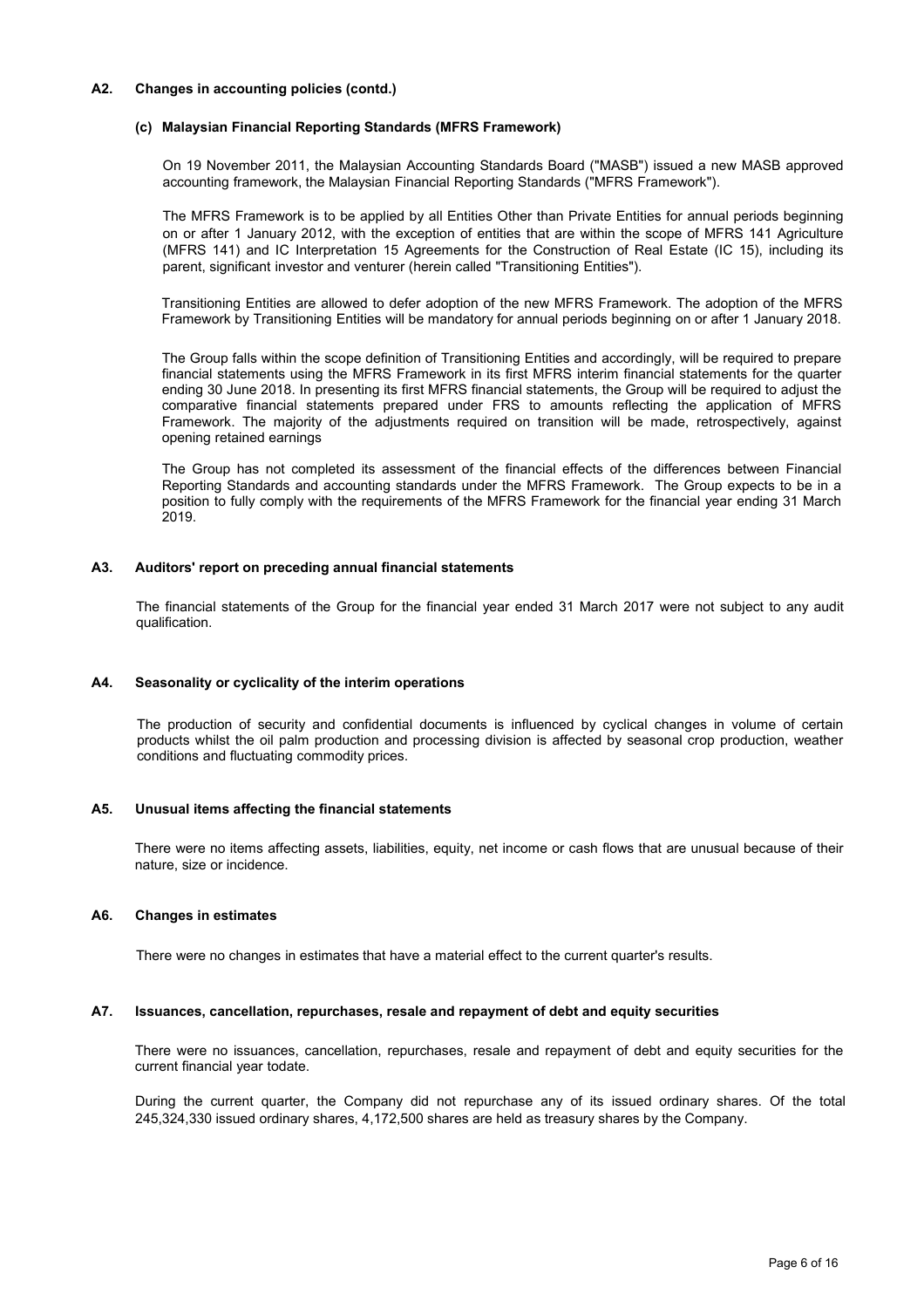## A2. Changes in accounting policies (contd.)

### (c) Malaysian Financial Reporting Standards (MFRS Framework)

On 19 November 2011, the Malaysian Accounting Standards Board ("MASB") issued a new MASB approved accounting framework, the Malaysian Financial Reporting Standards ("MFRS Framework").

The MFRS Framework is to be applied by all Entities Other than Private Entities for annual periods beginning on or after 1 January 2012, with the exception of entities that are within the scope of MFRS 141 Agriculture (MFRS 141) and IC Interpretation 15 Agreements for the Construction of Real Estate (IC 15), including its parent, significant investor and venturer (herein called "Transitioning Entities").

Transitioning Entities are allowed to defer adoption of the new MFRS Framework. The adoption of the MFRS Framework by Transitioning Entities will be mandatory for annual periods beginning on or after 1 January 2018.

The Group falls within the scope definition of Transitioning Entities and accordingly, will be required to prepare financial statements using the MFRS Framework in its first MFRS interim financial statements for the quarter ending 30 June 2018. In presenting its first MFRS financial statements, the Group will be required to adjust the comparative financial statements prepared under FRS to amounts reflecting the application of MFRS Framework. The majority of the adjustments required on transition will be made, retrospectively, against opening retained earnings

The Group has not completed its assessment of the financial effects of the differences between Financial Reporting Standards and accounting standards under the MFRS Framework. The Group expects to be in a position to fully comply with the requirements of the MFRS Framework for the financial year ending 31 March 2019.

## A3. Auditors' report on preceding annual financial statements

The financial statements of the Group for the financial year ended 31 March 2017 were not subject to any audit qualification.

## A4. Seasonality or cyclicality of the interim operations

The production of security and confidential documents is influenced by cyclical changes in volume of certain products whilst the oil palm production and processing division is affected by seasonal crop production, weather conditions and fluctuating commodity prices.

## A5. Unusual items affecting the financial statements

There were no items affecting assets, liabilities, equity, net income or cash flows that are unusual because of their nature, size or incidence.

## A6. Changes in estimates

There were no changes in estimates that have a material effect to the current quarter's results.

## A7. Issuances, cancellation, repurchases, resale and repayment of debt and equity securities

There were no issuances, cancellation, repurchases, resale and repayment of debt and equity securities for the current financial year todate.

During the current quarter, the Company did not repurchase any of its issued ordinary shares. Of the total 245,324,330 issued ordinary shares, 4,172,500 shares are held as treasury shares by the Company.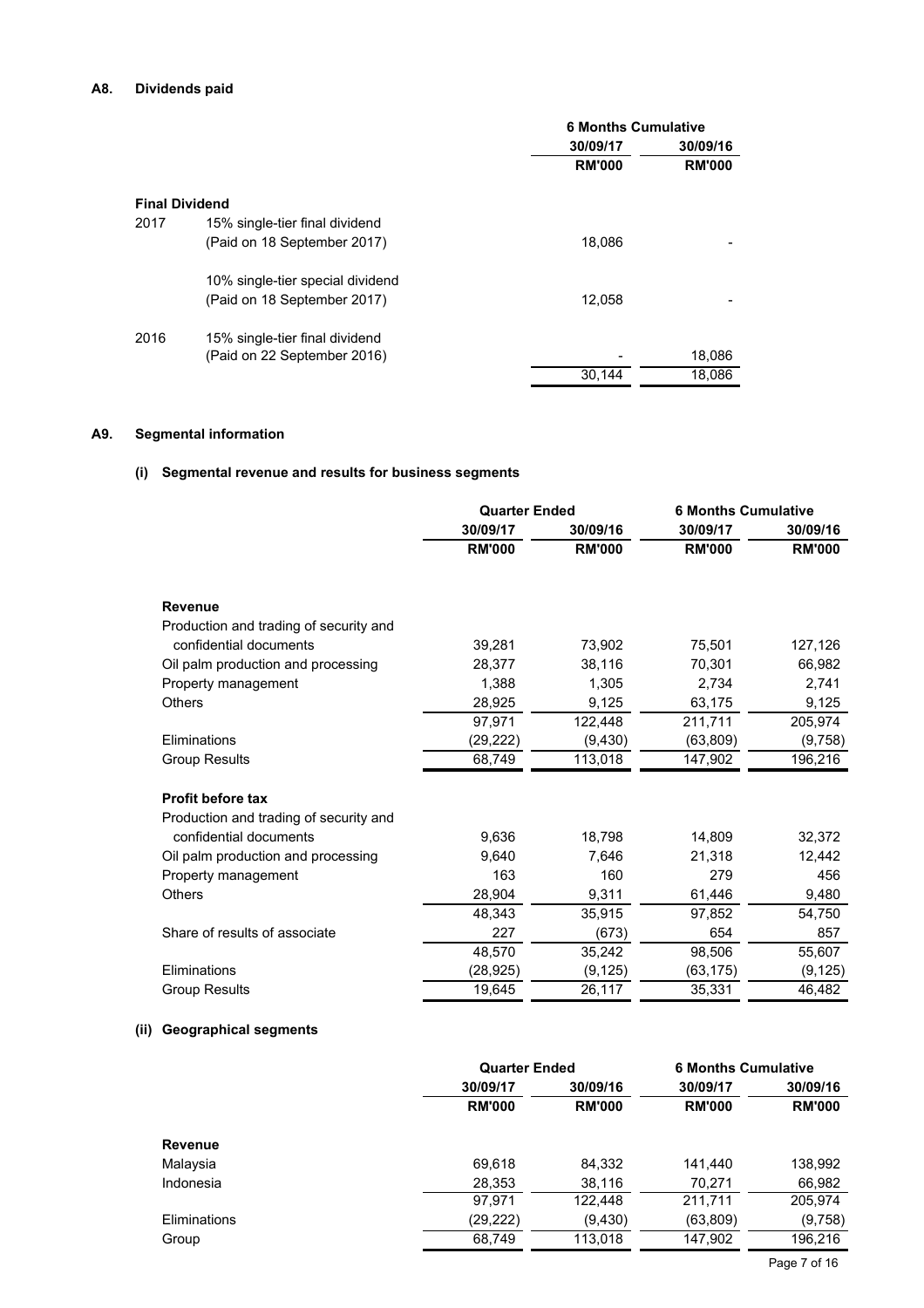## A8. Dividends paid

| | | 6 Months Cumulative | |
|---|---|---|---|
| | | 30/09/17 | 30/09/16 |
| | | RM'000 | RM'000 |
| **Final Dividend** | | | |
| 2017 | 15% single-tier final dividend (Paid on 18 September 2017) | 18,086 | - |
| | 10% single-tier special dividend (Paid on 18 September 2017) | 12,058 | - |
| 2016 | 15% single-tier final dividend (Paid on 22 September 2016) | - | 18,086 |
| | | 30,144 | 18,086 |

## A9. Segmental information

### (i) Segmental revenue and results for business segments

| | Quarter Ended | | 6 Months Cumulative | |
|---|---|---|---|---|
| | 30/09/17 | 30/09/16 | 30/09/17 | 30/09/16 |
| | RM'000 | RM'000 | RM'000 | RM'000 |
| **Revenue** | | | | |
| Production and trading of security and confidential documents | 39,281 | 73,902 | 75,501 | 127,126 |
| Oil palm production and processing | 28,377 | 38,116 | 70,301 | 66,982 |
| Property management | 1,388 | 1,305 | 2,734 | 2,741 |
| Others | 28,925 | 9,125 | 63,175 | 9,125 |
| | 97,971 | 122,448 | 211,711 | 205,974 |
| Eliminations | (29,222) | (9,430) | (63,809) | (9,758) |
| Group Results | 68,749 | 113,018 | 147,902 | 196,216 |
| **Profit before tax** | | | | |
| Production and trading of security and confidential documents | 9,636 | 18,798 | 14,809 | 32,372 |
| Oil palm production and processing | 9,640 | 7,646 | 21,318 | 12,442 |
| Property management | 163 | 160 | 279 | 456 |
| Others | 28,904 | 9,311 | 61,446 | 9,480 |
| | 48,343 | 35,915 | 97,852 | 54,750 |
| Share of results of associate | 227 | (673) | 654 | 857 |
| | 48,570 | 35,242 | 98,506 | 55,607 |
| Eliminations | (28,925) | (9,125) | (63,175) | (9,125) |
| Group Results | 19,645 | 26,117 | 35,331 | 46,482 |

### (ii) Geographical segments

| | Quarter Ended | | 6 Months Cumulative | |
|---|---|---|---|---|
| | 30/09/17 | 30/09/16 | 30/09/17 | 30/09/16 |
| | RM'000 | RM'000 | RM'000 | RM'000 |
| **Revenue** | | | | |
| Malaysia | 69,618 | 84,332 | 141,440 | 138,992 |
| Indonesia | 28,353 | 38,116 | 70,271 | 66,982 |
| | 97,971 | 122,448 | 211,711 | 205,974 |
| Eliminations | (29,222) | (9,430) | (63,809) | (9,758) |
| Group | 68,749 | 113,018 | 147,902 | 196,216 |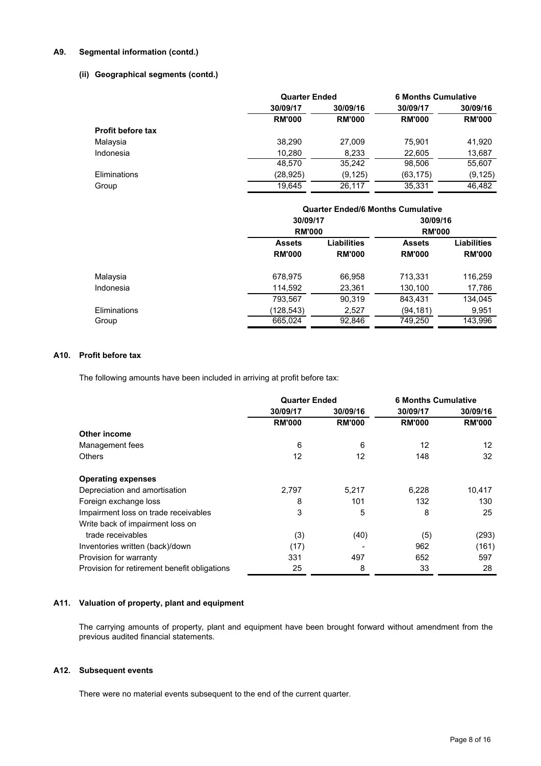## A9. Segmental information (contd.)

### (ii) Geographical segments (contd.)

| | Quarter Ended | | 6 Months Cumulative | |
|---|---|---|---|---|
| | 30/09/17 | 30/09/16 | 30/09/17 | 30/09/16 |
| | RM'000 | RM'000 | RM'000 | RM'000 |
| **Profit before tax** | | | | |
| Malaysia | 38,290 | 27,009 | 75,901 | 41,920 |
| Indonesia | 10,280 | 8,233 | 22,605 | 13,687 |
| | 48,570 | 35,242 | 98,506 | 55,607 |
| Eliminations | (28,925) | (9,125) | (63,175) | (9,125) |
| Group | 19,645 | 26,117 | 35,331 | 46,482 |

| | Quarter Ended/6 Months Cumulative | | | |
|---|---|---|---|---|
| | 30/09/17 RM'000 | | 30/09/16 RM'000 | |
| | Assets RM'000 | Liabilities RM'000 | Assets RM'000 | Liabilities RM'000 |
| Malaysia | 678,975 | 66,958 | 713,331 | 116,259 |
| Indonesia | 114,592 | 23,361 | 130,100 | 17,786 |
| | 793,567 | 90,319 | 843,431 | 134,045 |
| Eliminations | (128,543) | 2,527 | (94,181) | 9,951 |
| Group | 665,024 | 92,846 | 749,250 | 143,996 |

## A10. Profit before tax

The following amounts have been included in arriving at profit before tax:

| | Quarter Ended | | 6 Months Cumulative | |
|---|---|---|---|---|
| | 30/09/17 | 30/09/16 | 30/09/17 | 30/09/16 |
| | RM'000 | RM'000 | RM'000 | RM'000 |
| **Other income** | | | | |
| Management fees | 6 | 6 | 12 | 12 |
| Others | 12 | 12 | 148 | 32 |
| **Operating expenses** | | | | |
| Depreciation and amortisation | 2,797 | 5,217 | 6,228 | 10,417 |
| Foreign exchange loss | 8 | 101 | 132 | 130 |
| Impairment loss on trade receivables | 3 | 5 | 8 | 25 |
| Write back of impairment loss on trade receivables | (3) | (40) | (5) | (293) |
| Inventories written (back)/down | (17) | - | 962 | (161) |
| Provision for warranty | 331 | 497 | 652 | 597 |
| Provision for retirement benefit obligations | 25 | 8 | 33 | 28 |

## A11. Valuation of property, plant and equipment

The carrying amounts of property, plant and equipment have been brought forward without amendment from the previous audited financial statements.

## A12. Subsequent events

There were no material events subsequent to the end of the current quarter.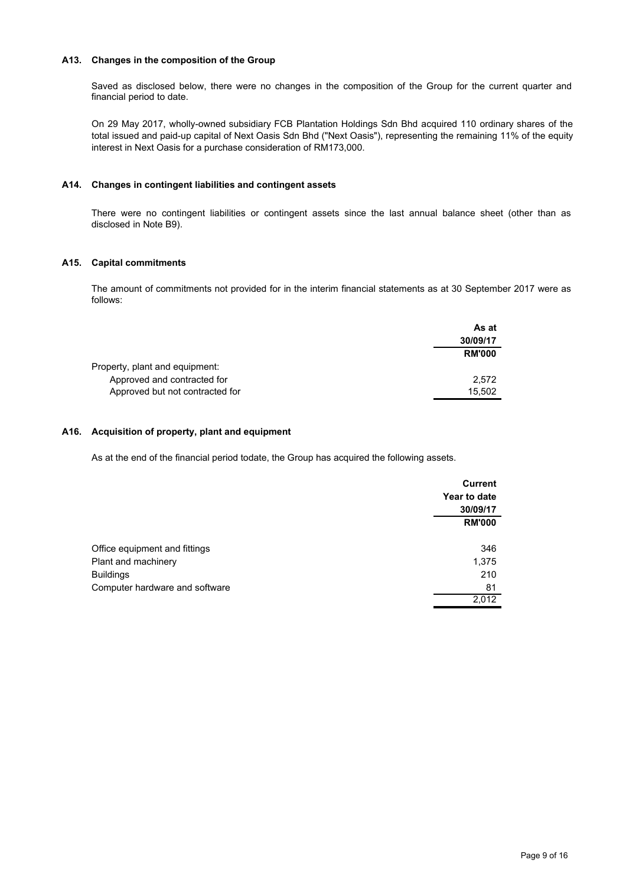### A13. Changes in the composition of the Group

Saved as disclosed below, there were no changes in the composition of the Group for the current quarter and financial period to date.

On 29 May 2017, wholly-owned subsidiary FCB Plantation Holdings Sdn Bhd acquired 110 ordinary shares of the total issued and paid-up capital of Next Oasis Sdn Bhd ("Next Oasis"), representing the remaining 11% of the equity interest in Next Oasis for a purchase consideration of RM173,000.

### A14. Changes in contingent liabilities and contingent assets

There were no contingent liabilities or contingent assets since the last annual balance sheet (other than as disclosed in Note B9).

### A15. Capital commitments

The amount of commitments not provided for in the interim financial statements as at 30 September 2017 were as follows:

| | As at 30/09/17 RM'000 |
|---|---|
| Property, plant and equipment: | |
| Approved and contracted for | 2,572 |
| Approved but not contracted for | 15,502 |

### A16. Acquisition of property, plant and equipment

As at the end of the financial period todate, the Group has acquired the following assets.

| | Current Year to date 30/09/17 RM'000 |
|---|---|
| Office equipment and fittings | 346 |
| Plant and machinery | 1,375 |
| Buildings | 210 |
| Computer hardware and software | 81 |
| | 2,012 |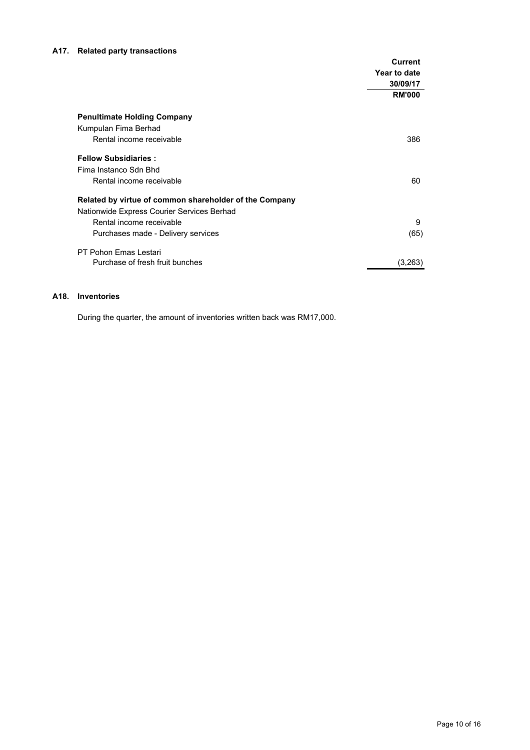## A17. Related party transactions

| | Current Year to date 30/09/17 RM'000 |
|---|---|
| **Penultimate Holding Company** | |
| Kumpulan Fima Berhad | |
| Rental income receivable | 386 |
| **Fellow Subsidiaries :** | |
| Fima Instanco Sdn Bhd | |
| Rental income receivable | 60 |
| **Related by virtue of common shareholder of the Company** | |
| Nationwide Express Courier Services Berhad | |
| Rental income receivable | 9 |
| Purchases made - Delivery services | (65) |
| PT Pohon Emas Lestari | |
| Purchase of fresh fruit bunches | (3,263) |

## A18. Inventories

During the quarter, the amount of inventories written back was RM17,000.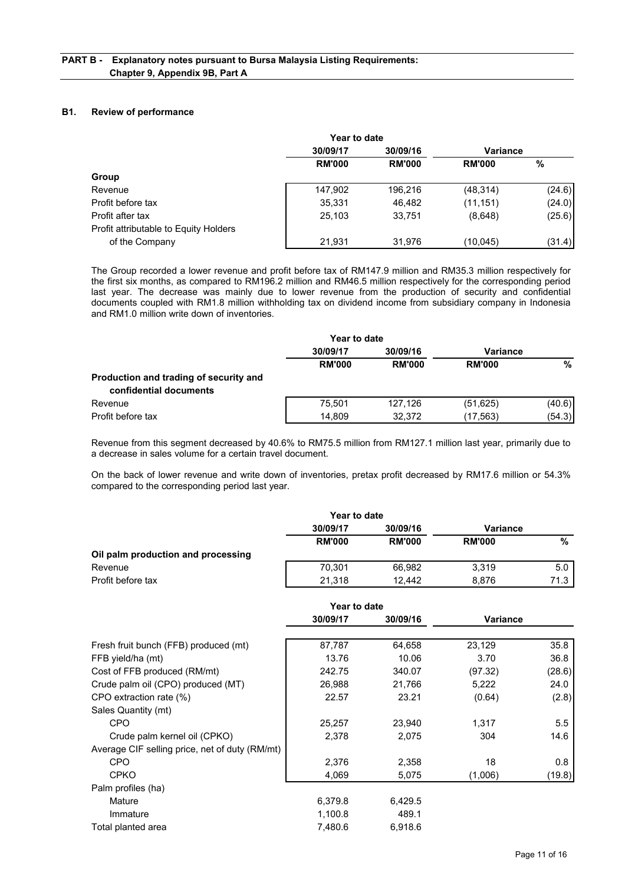**PART B - Explanatory notes pursuant to Bursa Malaysia Listing Requirements: Chapter 9, Appendix 9B, Part A**

**B1. Review of performance**

| | Year to date | | Variance | |
|---|---|---|---|---|
| | 30/09/17 | 30/09/16 | | |
| | RM'000 | RM'000 | RM'000 | % |
| **Group** | | | | |
| Revenue | 147,902 | 196,216 | (48,314) | (24.6) |
| Profit before tax | 35,331 | 46,482 | (11,151) | (24.0) |
| Profit after tax | 25,103 | 33,751 | (8,648) | (25.6) |
| Profit attributable to Equity Holders of the Company | 21,931 | 31,976 | (10,045) | (31.4) |

The Group recorded a lower revenue and profit before tax of RM147.9 million and RM35.3 million respectively for the first six months, as compared to RM196.2 million and RM46.5 million respectively for the corresponding period last year. The decrease was mainly due to lower revenue from the production of security and confidential documents coupled with RM1.8 million withholding tax on dividend income from subsidiary company in Indonesia and RM1.0 million write down of inventories.

| | Year to date | | Variance | |
|---|---|---|---|---|
| | 30/09/17 | 30/09/16 | | |
| | RM'000 | RM'000 | RM'000 | % |
| **Production and trading of security and confidential documents** | | | | |
| Revenue | 75,501 | 127,126 | (51,625) | (40.6) |
| Profit before tax | 14,809 | 32,372 | (17,563) | (54.3) |

Revenue from this segment decreased by 40.6% to RM75.5 million from RM127.1 million last year, primarily due to a decrease in sales volume for a certain travel document.

On the back of lower revenue and write down of inventories, pretax profit decreased by RM17.6 million or 54.3% compared to the corresponding period last year.

| | Year to date | | Variance | |
|---|---|---|---|---|
| | 30/09/17 | 30/09/16 | | |
| | RM'000 | RM'000 | RM'000 | % |
| **Oil palm production and processing** | | | | |
| Revenue | 70,301 | 66,982 | 3,319 | 5.0 |
| Profit before tax | 21,318 | 12,442 | 8,876 | 71.3 |

| | Year to date | | Variance | |
|---|---|---|---|---|
| | 30/09/17 | 30/09/16 | | |
| Fresh fruit bunch (FFB) produced (mt) | 87,787 | 64,658 | 23,129 | 35.8 |
| FFB yield/ha (mt) | 13.76 | 10.06 | 3.70 | 36.8 |
| Cost of FFB produced (RM/mt) | 242.75 | 340.07 | (97.32) | (28.6) |
| Crude palm oil (CPO) produced (MT) | 26,988 | 21,766 | 5,222 | 24.0 |
| CPO extraction rate (%) | 22.57 | 23.21 | (0.64) | (2.8) |
| Sales Quantity (mt) | | | | |
| CPO | 25,257 | 23,940 | 1,317 | 5.5 |
| Crude palm kernel oil (CPKO) | 2,378 | 2,075 | 304 | 14.6 |
| Average CIF selling price, net of duty (RM/mt) | | | | |
| CPO | 2,376 | 2,358 | 18 | 0.8 |
| CPKO | 4,069 | 5,075 | (1,006) | (19.8) |
| Palm profiles (ha) | | | | |
| Mature | 6,379.8 | 6,429.5 | | |
| Immature | 1,100.8 | 489.1 | | |
| Total planted area | 7,480.6 | 6,918.6 | | |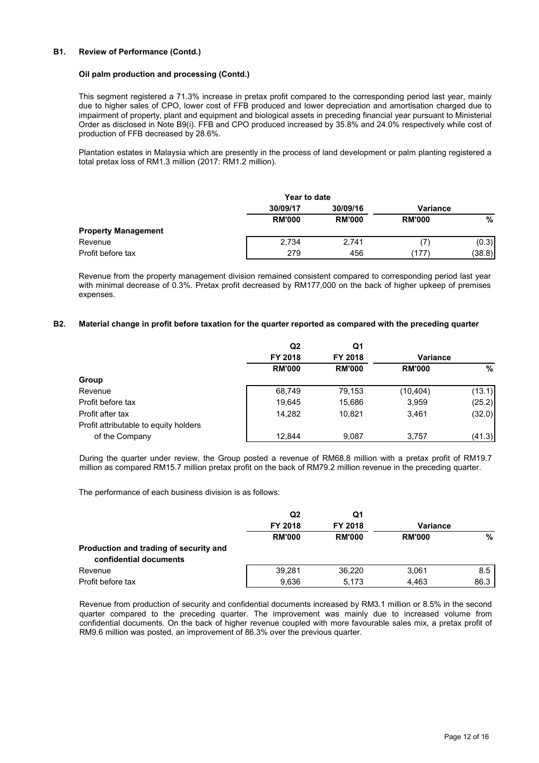## B1. Review of Performance (Contd.)

### Oil palm production and processing (Contd.)

This segment registered a 71.3% increase in pretax profit compared to the corresponding period last year, mainly due to higher sales of CPO, lower cost of FFB produced and lower depreciation and amortisation charged due to impairment of property, plant and equipment and biological assets in preceding financial year pursuant to Ministerial Order as disclosed in Note B9(i). FFB and CPO produced increased by 35.8% and 24.0% respectively while cost of production of FFB decreased by 28.6%.

Plantation estates in Malaysia which are presently in the process of land development or palm planting registered a total pretax loss of RM1.3 million (2017: RM1.2 million).

| | Year to date | | Variance | |
|---|---|---|---|---|
| | 30/09/17 | 30/09/16 | | |
| | RM'000 | RM'000 | RM'000 | % |
| **Property Management** | | | | |
| Revenue | 2,734 | 2,741 | (7) | (0.3) |
| Profit before tax | 279 | 456 | (177) | (38.8) |

Revenue from the property management division remained consistent compared to corresponding period last year with minimal decrease of 0.3%. Pretax profit decreased by RM177,000 on the back of higher upkeep of premises expenses.

## B2. Material change in profit before taxation for the quarter reported as compared with the preceding quarter

| | Q2 | Q1 | Variance | |
|---|---|---|---|---|
| | FY 2018 | FY 2018 | | |
| | RM'000 | RM'000 | RM'000 | % |
| **Group** | | | | |
| Revenue | 68,749 | 79,153 | (10,404) | (13.1) |
| Profit before tax | 19,645 | 15,686 | 3,959 | (25.2) |
| Profit after tax | 14,282 | 10,821 | 3,461 | (32.0) |
| Profit attributable to equity holders of the Company | 12,844 | 9,087 | 3,757 | (41.3) |

During the quarter under review, the Group posted a revenue of RM68.8 million with a pretax profit of RM19.7 million as compared RM15.7 million pretax profit on the back of RM79.2 million revenue in the preceding quarter.

The performance of each business division is as follows:

| | Q2 | Q1 | Variance | |
|---|---|---|---|---|
| | FY 2018 | FY 2018 | | |
| | RM'000 | RM'000 | RM'000 | % |
| **Production and trading of security and confidential documents** | | | | |
| Revenue | 39,281 | 36,220 | 3,061 | 8.5 |
| Profit before tax | 9,636 | 5,173 | 4,463 | 86.3 |

Revenue from production of security and confidential documents increased by RM3.1 million or 8.5% in the second quarter compared to the preceding quarter. The improvement was mainly due to increased volume from confidential documents. On the back of higher revenue coupled with more favourable sales mix, a pretax profit of RM9.6 million was posted, an improvement of 86.3% over the previous quarter.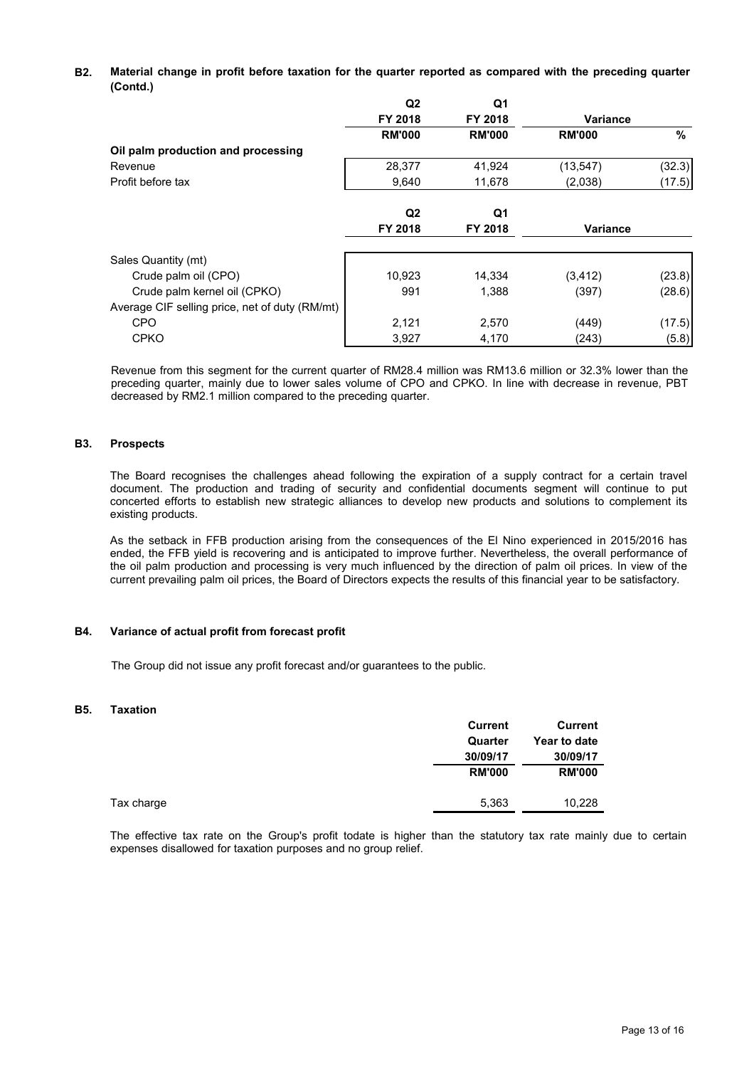## B2. Material change in profit before taxation for the quarter reported as compared with the preceding quarter (Contd.)

| | Q2 FY 2018 | Q1 FY 2018 | Variance | |
|---|---|---|---|---|
| | RM'000 | RM'000 | RM'000 | % |
| **Oil palm production and processing** | | | | |
| Revenue | 28,377 | 41,924 | (13,547) | (32.3) |
| Profit before tax | 9,640 | 11,678 | (2,038) | (17.5) |

| | Q2 FY 2018 | Q1 FY 2018 | Variance | |
|---|---|---|---|---|
| Sales Quantity (mt) | | | | |
| Crude palm oil (CPO) | 10,923 | 14,334 | (3,412) | (23.8) |
| Crude palm kernel oil (CPKO) | 991 | 1,388 | (397) | (28.6) |
| Average CIF selling price, net of duty (RM/mt) | | | | |
| CPO | 2,121 | 2,570 | (449) | (17.5) |
| CPKO | 3,927 | 4,170 | (243) | (5.8) |

Revenue from this segment for the current quarter of RM28.4 million was RM13.6 million or 32.3% lower than the preceding quarter, mainly due to lower sales volume of CPO and CPKO. In line with decrease in revenue, PBT decreased by RM2.1 million compared to the preceding quarter.

## B3. Prospects

The Board recognises the challenges ahead following the expiration of a supply contract for a certain travel document. The production and trading of security and confidential documents segment will continue to put concerted efforts to establish new strategic alliances to develop new products and solutions to complement its existing products.

As the setback in FFB production arising from the consequences of the El Nino experienced in 2015/2016 has ended, the FFB yield is recovering and is anticipated to improve further. Nevertheless, the overall performance of the oil palm production and processing is very much influenced by the direction of palm oil prices. In view of the current prevailing palm oil prices, the Board of Directors expects the results of this financial year to be satisfactory.

## B4. Variance of actual profit from forecast profit

The Group did not issue any profit forecast and/or guarantees to the public.

## B5. Taxation

| | Current Quarter 30/09/17 | Current Year to date 30/09/17 |
|---|---|---|
| | RM'000 | RM'000 |
| Tax charge | 5,363 | 10,228 |

The effective tax rate on the Group's profit todate is higher than the statutory tax rate mainly due to certain expenses disallowed for taxation purposes and no group relief.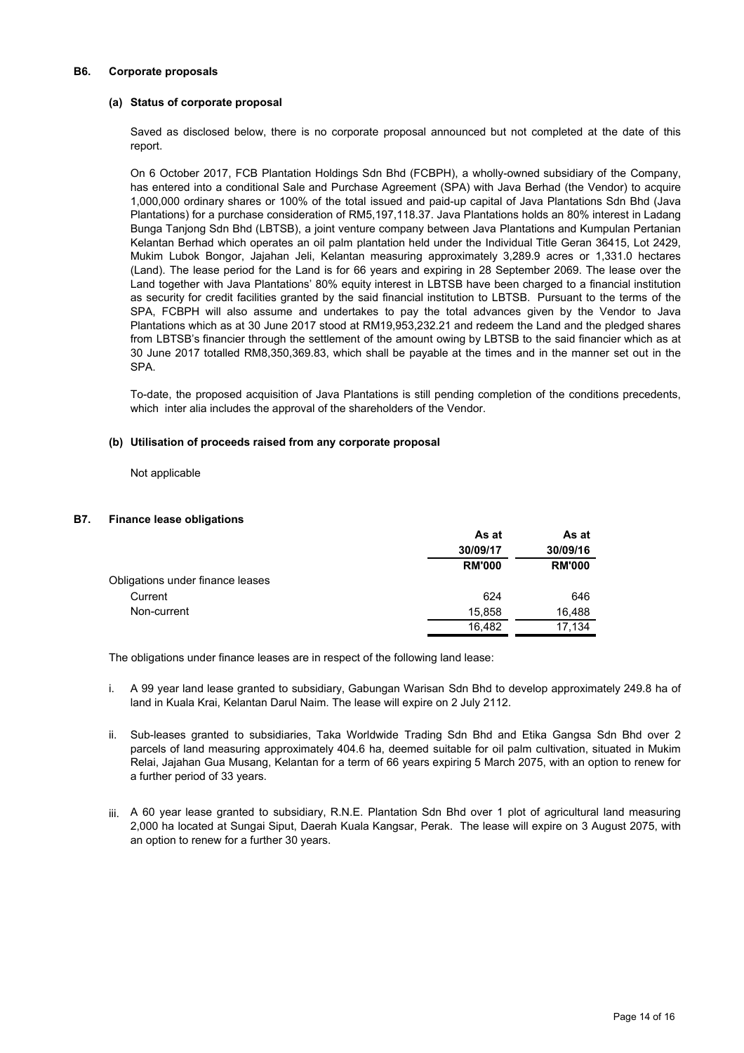## B6. Corporate proposals

### (a) Status of corporate proposal

Saved as disclosed below, there is no corporate proposal announced but not completed at the date of this report.

On 6 October 2017, FCB Plantation Holdings Sdn Bhd (FCBPH), a wholly-owned subsidiary of the Company, has entered into a conditional Sale and Purchase Agreement (SPA) with Java Berhad (the Vendor) to acquire 1,000,000 ordinary shares or 100% of the total issued and paid-up capital of Java Plantations Sdn Bhd (Java Plantations) for a purchase consideration of RM5,197,118.37. Java Plantations holds an 80% interest in Ladang Bunga Tanjong Sdn Bhd (LBTSB), a joint venture company between Java Plantations and Kumpulan Pertanian Kelantan Berhad which operates an oil palm plantation held under the Individual Title Geran 36415, Lot 2429, Mukim Lubok Bongor, Jajahan Jeli, Kelantan measuring approximately 3,289.9 acres or 1,331.0 hectares (Land). The lease period for the Land is for 66 years and expiring in 28 September 2069. The lease over the Land together with Java Plantations' 80% equity interest in LBTSB have been charged to a financial institution as security for credit facilities granted by the said financial institution to LBTSB. Pursuant to the terms of the SPA, FCBPH will also assume and undertakes to pay the total advances given by the Vendor to Java Plantations which as at 30 June 2017 stood at RM19,953,232.21 and redeem the Land and the pledged shares from LBTSB's financier through the settlement of the amount owing by LBTSB to the said financier which as at 30 June 2017 totalled RM8,350,369.83, which shall be payable at the times and in the manner set out in the SPA.

To-date, the proposed acquisition of Java Plantations is still pending completion of the conditions precedents, which inter alia includes the approval of the shareholders of the Vendor.

### (b) Utilisation of proceeds raised from any corporate proposal

Not applicable

## B7. Finance lease obligations

| | As at 30/09/17 RM'000 | As at 30/09/16 RM'000 |
|---|---|---|
| Obligations under finance leases | | |
| Current | 624 | 646 |
| Non-current | 15,858 | 16,488 |
| | 16,482 | 17,134 |

The obligations under finance leases are in respect of the following land lease:

i. A 99 year land lease granted to subsidiary, Gabungan Warisan Sdn Bhd to develop approximately 249.8 ha of land in Kuala Krai, Kelantan Darul Naim. The lease will expire on 2 July 2112.

ii. Sub-leases granted to subsidiaries, Taka Worldwide Trading Sdn Bhd and Etika Gangsa Sdn Bhd over 2 parcels of land measuring approximately 404.6 ha, deemed suitable for oil palm cultivation, situated in Mukim Relai, Jajahan Gua Musang, Kelantan for a term of 66 years expiring 5 March 2075, with an option to renew for a further period of 33 years.

iii. A 60 year lease granted to subsidiary, R.N.E. Plantation Sdn Bhd over 1 plot of agricultural land measuring 2,000 ha located at Sungai Siput, Daerah Kuala Kangsar, Perak. The lease will expire on 3 August 2075, with an option to renew for a further 30 years.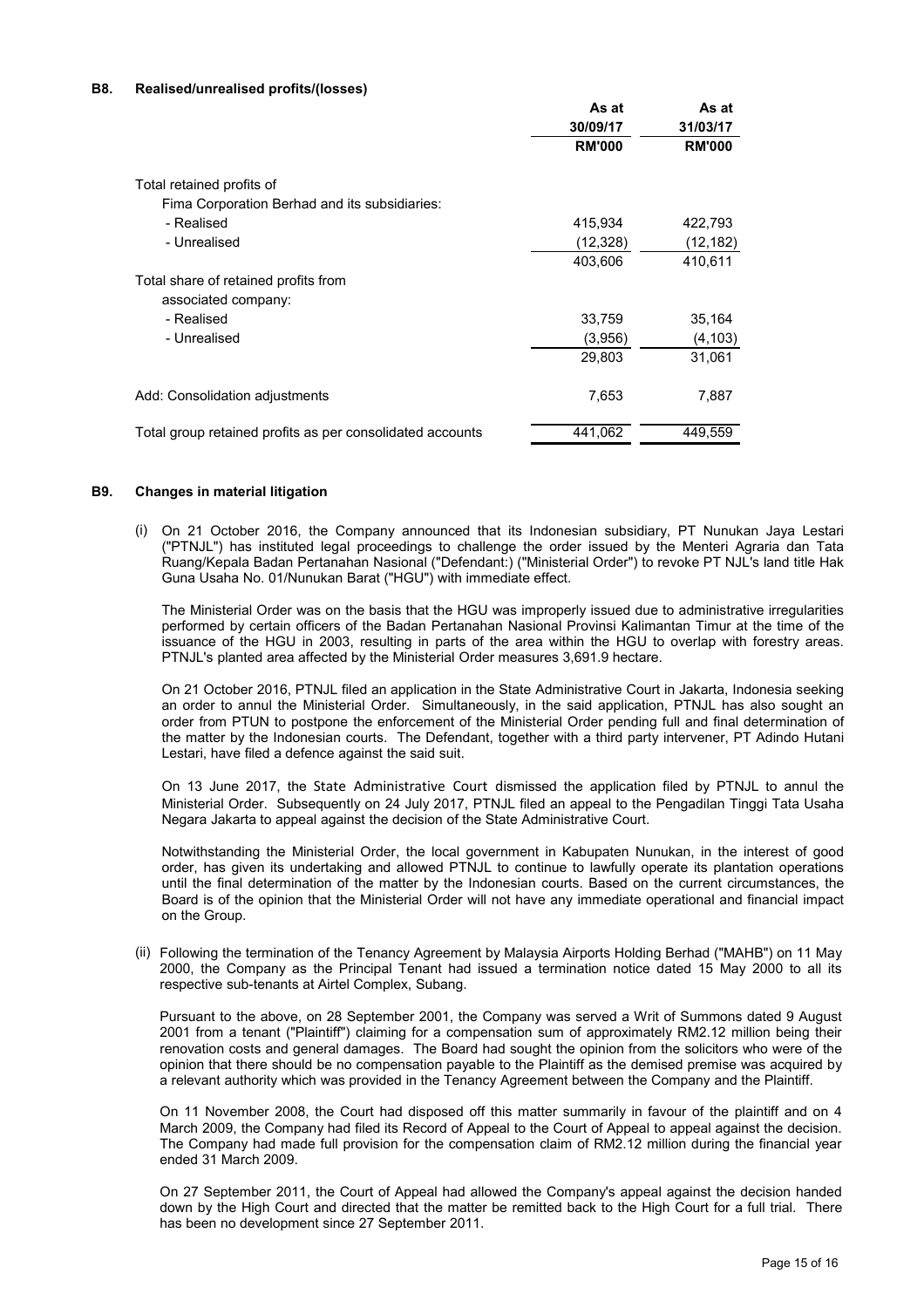### B8. Realised/unrealised profits/(losses)

| | As at 30/09/17 RM'000 | As at 31/03/17 RM'000 |
|---|---|---|
| Total retained profits of | | |
| Fima Corporation Berhad and its subsidiaries: | | |
| - Realised | 415,934 | 422,793 |
| - Unrealised | (12,328) | (12,182) |
| | 403,606 | 410,611 |
| Total share of retained profits from associated company: | | |
| - Realised | 33,759 | 35,164 |
| - Unrealised | (3,956) | (4,103) |
| | 29,803 | 31,061 |
| Add: Consolidation adjustments | 7,653 | 7,887 |
| Total group retained profits as per consolidated accounts | 441,062 | 449,559 |

### B9. Changes in material litigation

(i) On 21 October 2016, the Company announced that its Indonesian subsidiary, PT Nunukan Jaya Lestari ("PTNJL") has instituted legal proceedings to challenge the order issued by the Menteri Agraria dan Tata Ruang/Kepala Badan Pertanahan Nasional ("Defendant:) ("Ministerial Order") to revoke PT NJL's land title Hak Guna Usaha No. 01/Nunukan Barat ("HGU") with immediate effect.

The Ministerial Order was on the basis that the HGU was improperly issued due to administrative irregularities performed by certain officers of the Badan Pertanahan Nasional Provinsi Kalimantan Timur at the time of the issuance of the HGU in 2003, resulting in parts of the area within the HGU to overlap with forestry areas. PTNJL's planted area affected by the Ministerial Order measures 3,691.9 hectare.

On 21 October 2016, PTNJL filed an application in the State Administrative Court in Jakarta, Indonesia seeking an order to annul the Ministerial Order. Simultaneously, in the said application, PTNJL has also sought an order from PTUN to postpone the enforcement of the Ministerial Order pending full and final determination of the matter by the Indonesian courts. The Defendant, together with a third party intervener, PT Adindo Hutani Lestari, have filed a defence against the said suit.

On 13 June 2017, the State Administrative Court dismissed the application filed by PTNJL to annul the Ministerial Order. Subsequently on 24 July 2017, PTNJL filed an appeal to the Pengadilan Tinggi Tata Usaha Negara Jakarta to appeal against the decision of the State Administrative Court.

Notwithstanding the Ministerial Order, the local government in Kabupaten Nunukan, in the interest of good order, has given its undertaking and allowed PTNJL to continue to lawfully operate its plantation operations until the final determination of the matter by the Indonesian courts. Based on the current circumstances, the Board is of the opinion that the Ministerial Order will not have any immediate operational and financial impact on the Group.

(ii) Following the termination of the Tenancy Agreement by Malaysia Airports Holding Berhad ("MAHB") on 11 May 2000, the Company as the Principal Tenant had issued a termination notice dated 15 May 2000 to all its respective sub-tenants at Airtel Complex, Subang.

Pursuant to the above, on 28 September 2001, the Company was served a Writ of Summons dated 9 August 2001 from a tenant ("Plaintiff") claiming for a compensation sum of approximately RM2.12 million being their renovation costs and general damages. The Board had sought the opinion from the solicitors who were of the opinion that there should be no compensation payable to the Plaintiff as the demised premise was acquired by a relevant authority which was provided in the Tenancy Agreement between the Company and the Plaintiff.

On 11 November 2008, the Court had disposed off this matter summarily in favour of the plaintiff and on 4 March 2009, the Company had filed its Record of Appeal to the Court of Appeal to appeal against the decision. The Company had made full provision for the compensation claim of RM2.12 million during the financial year ended 31 March 2009.

On 27 September 2011, the Court of Appeal had allowed the Company's appeal against the decision handed down by the High Court and directed that the matter be remitted back to the High Court for a full trial. There has been no development since 27 September 2011.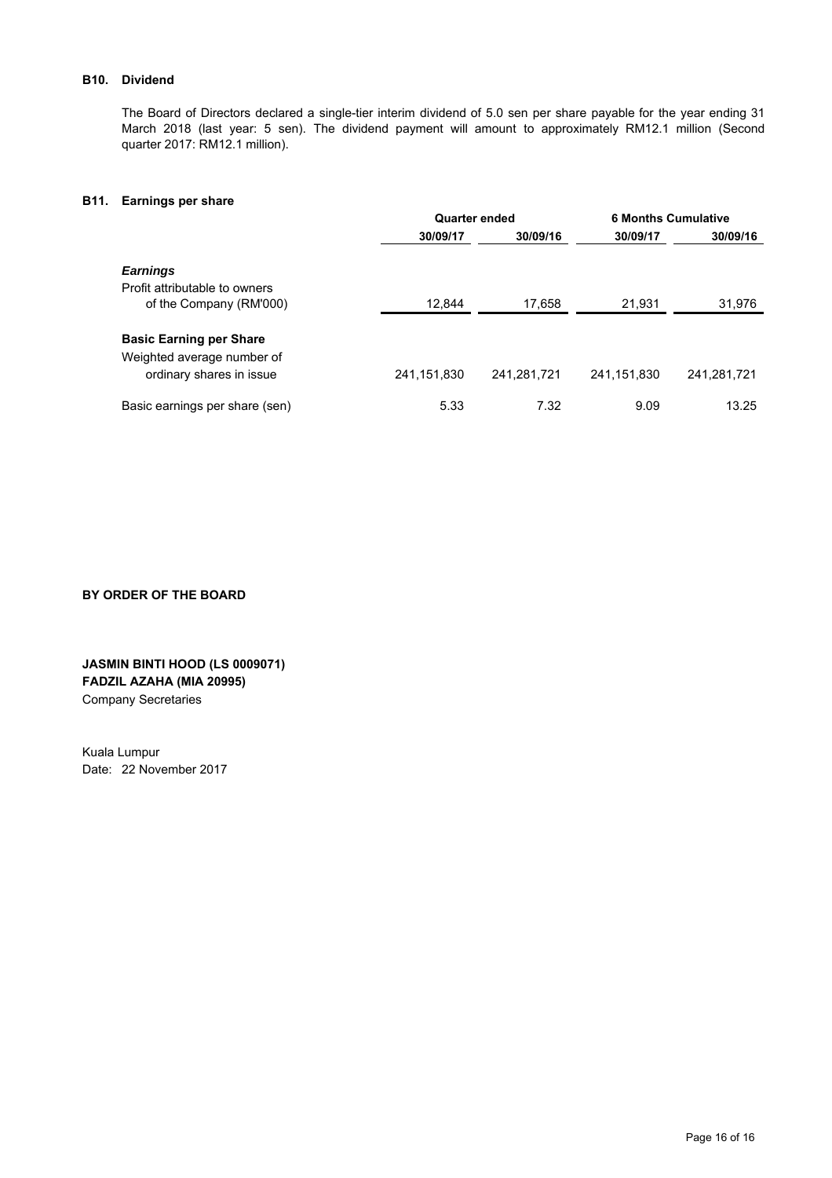### B10. Dividend

The Board of Directors declared a single-tier interim dividend of 5.0 sen per share payable for the year ending 31 March 2018 (last year: 5 sen). The dividend payment will amount to approximately RM12.1 million (Second quarter 2017: RM12.1 million).

### B11. Earnings per share

| | Quarter ended | | 6 Months Cumulative | |
|---|---|---|---|---|
| | 30/09/17 | 30/09/16 | 30/09/17 | 30/09/16 |
| ***Earnings*** | | | | |
| Profit attributable to owners of the Company (RM'000) | 12,844 | 17,658 | 21,931 | 31,976 |
| **Basic Earning per Share** | | | | |
| Weighted average number of ordinary shares in issue | 241,151,830 | 241,281,721 | 241,151,830 | 241,281,721 |
| Basic earnings per share (sen) | 5.33 | 7.32 | 9.09 | 13.25 |

**BY ORDER OF THE BOARD**

**JASMIN BINTI HOOD (LS 0009071)**
**FADZIL AZAHA (MIA 20995)**
Company Secretaries

Kuala Lumpur
Date: 22 November 2017